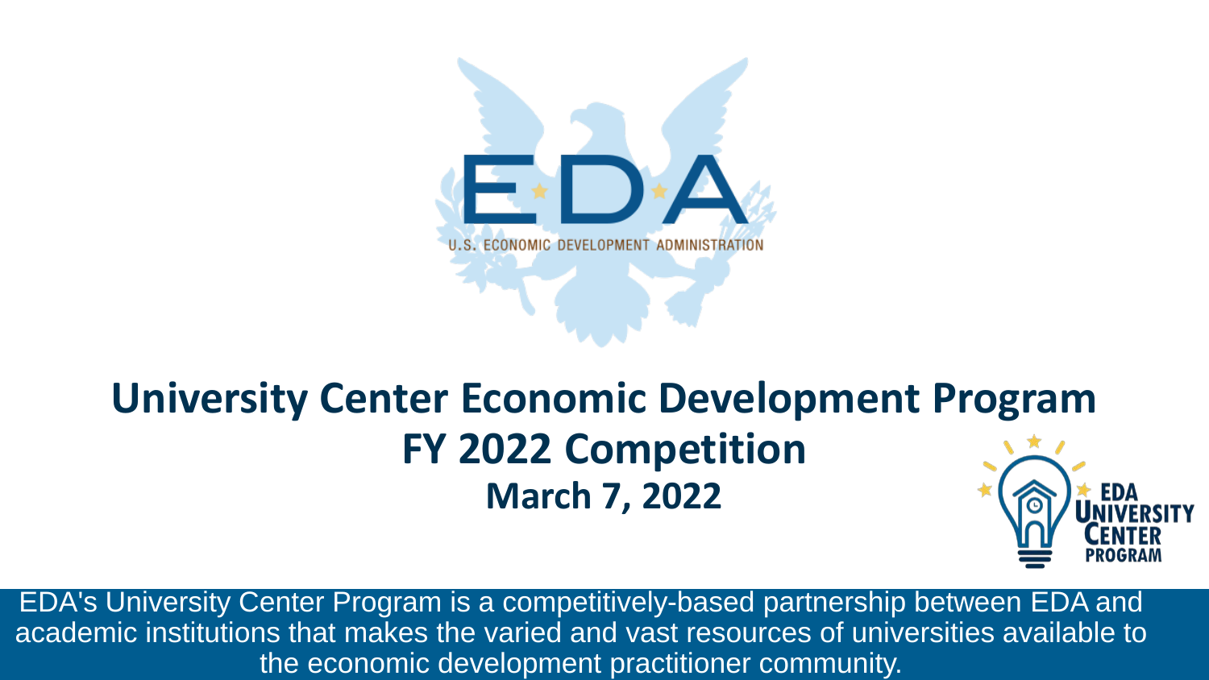EDA

U.S. ECONOMIC DEVELOPMENT ADMINISTRATION

# University Center Economic Development Program

## FY 2022 Competition

### March 7, 2022

EDA University Center Program

EDA's University Center Program is a competitively-based partnership between EDA and academic institutions that makes the varied and vast resources of universities available to the economic development practitioner community.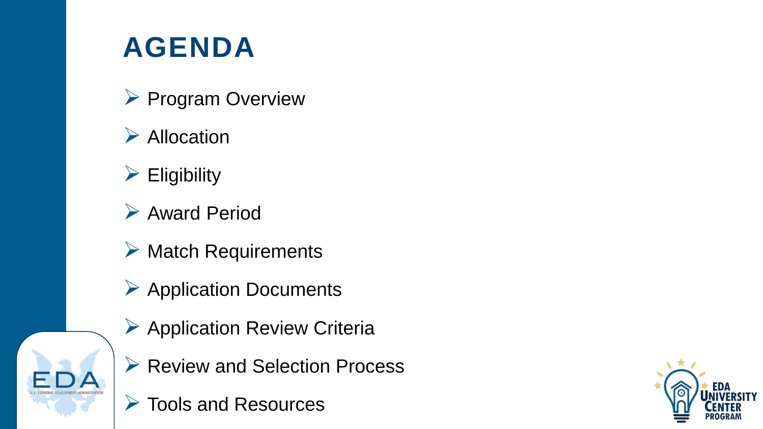# AGENDA

- Program Overview
- Allocation
- Eligibility
- Award Period
- Match Requirements
- Application Documents
- Application Review Criteria
- Review and Selection Process
- Tools and Resources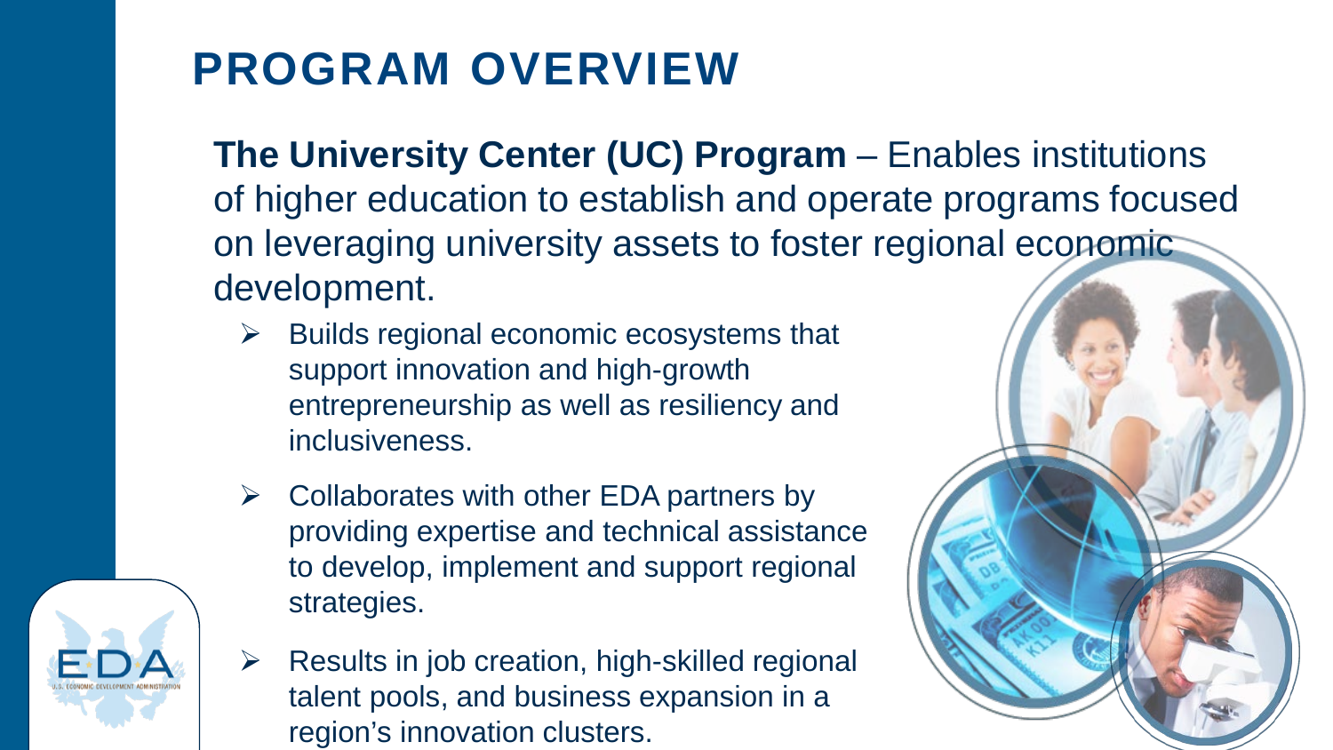# PROGRAM OVERVIEW

**The University Center (UC) Program** – Enables institutions of higher education to establish and operate programs focused on leveraging university assets to foster regional economic development.

- Builds regional economic ecosystems that support innovation and high-growth entrepreneurship as well as resiliency and inclusiveness.
- Collaborates with other EDA partners by providing expertise and technical assistance to develop, implement and support regional strategies.
- Results in job creation, high-skilled regional talent pools, and business expansion in a region's innovation clusters.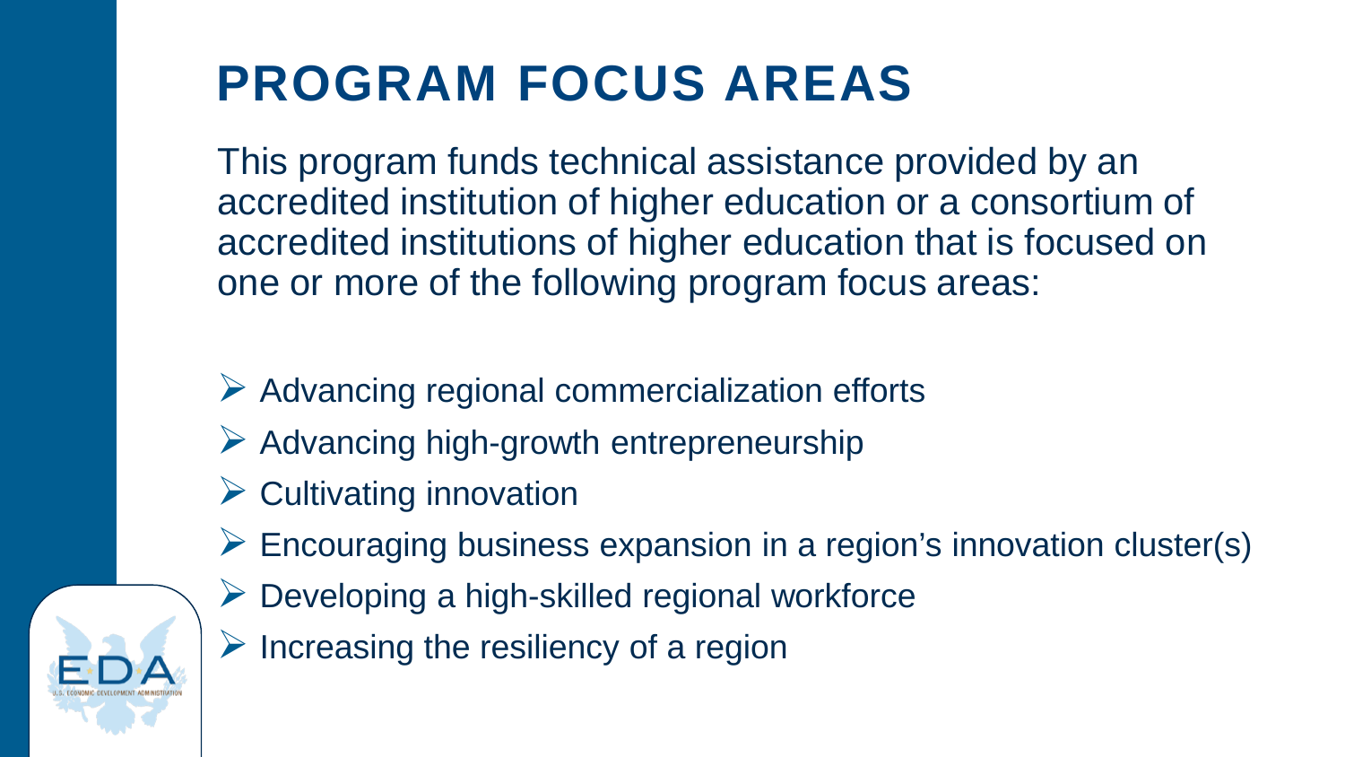# PROGRAM FOCUS AREAS

This program funds technical assistance provided by an accredited institution of higher education or a consortium of accredited institutions of higher education that is focused on one or more of the following program focus areas:

- Advancing regional commercialization efforts
- Advancing high-growth entrepreneurship
- Cultivating innovation
- Encouraging business expansion in a region's innovation cluster(s)
- Developing a high-skilled regional workforce
- Increasing the resiliency of a region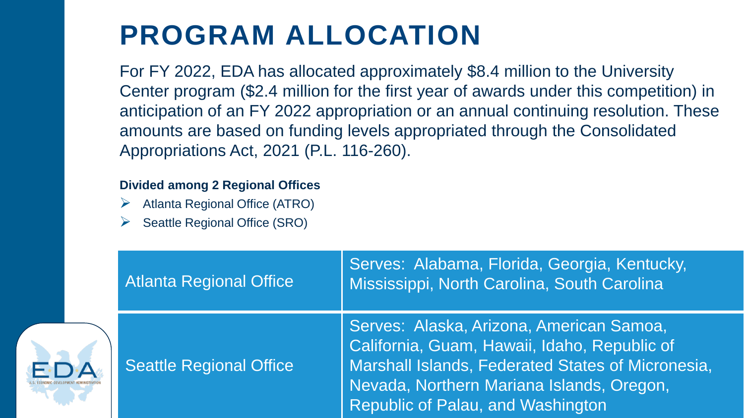# PROGRAM ALLOCATION

For FY 2022, EDA has allocated approximately $8.4 million to the University Center program ($2.4 million for the first year of awards under this competition) in anticipation of an FY 2022 appropriation or an annual continuing resolution. These amounts are based on funding levels appropriated through the Consolidated Appropriations Act, 2021 (P.L. 116-260).

**Divided among 2 Regional Offices**

- Atlanta Regional Office (ATRO)
- Seattle Regional Office (SRO)

| | |
|---|---|
| Atlanta Regional Office | Serves: Alabama, Florida, Georgia, Kentucky, Mississippi, North Carolina, South Carolina |
| Seattle Regional Office | Serves: Alaska, Arizona, American Samoa, California, Guam, Hawaii, Idaho, Republic of Marshall Islands, Federated States of Micronesia, Nevada, Northern Mariana Islands, Oregon, Republic of Palau, and Washington |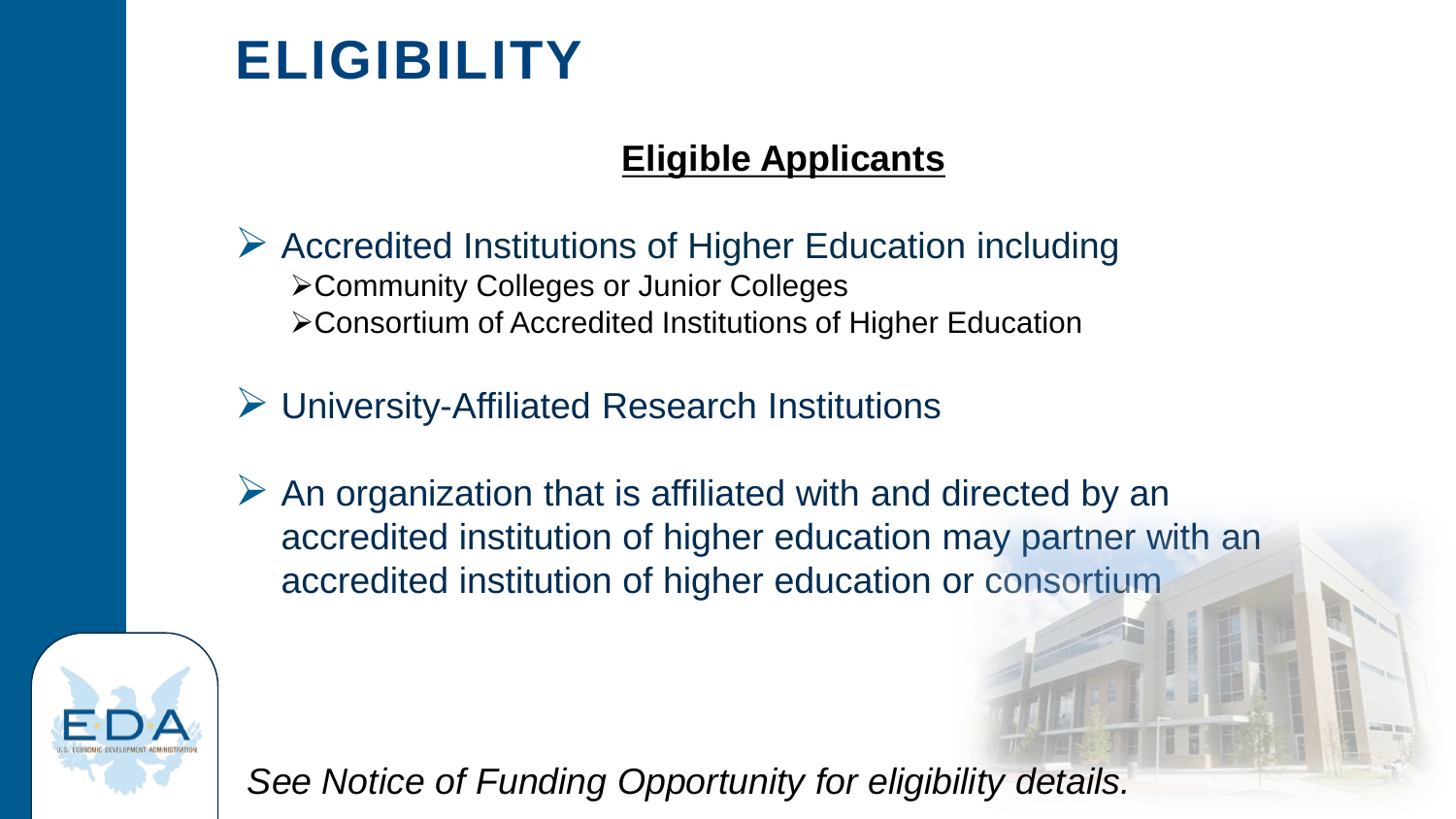# ELIGIBILITY

## Eligible Applicants

- Accredited Institutions of Higher Education including
  - Community Colleges or Junior Colleges
  - Consortium of Accredited Institutions of Higher Education
- University-Affiliated Research Institutions
- An organization that is affiliated with and directed by an accredited institution of higher education may partner with an accredited institution of higher education or consortium

*See Notice of Funding Opportunity for eligibility details.*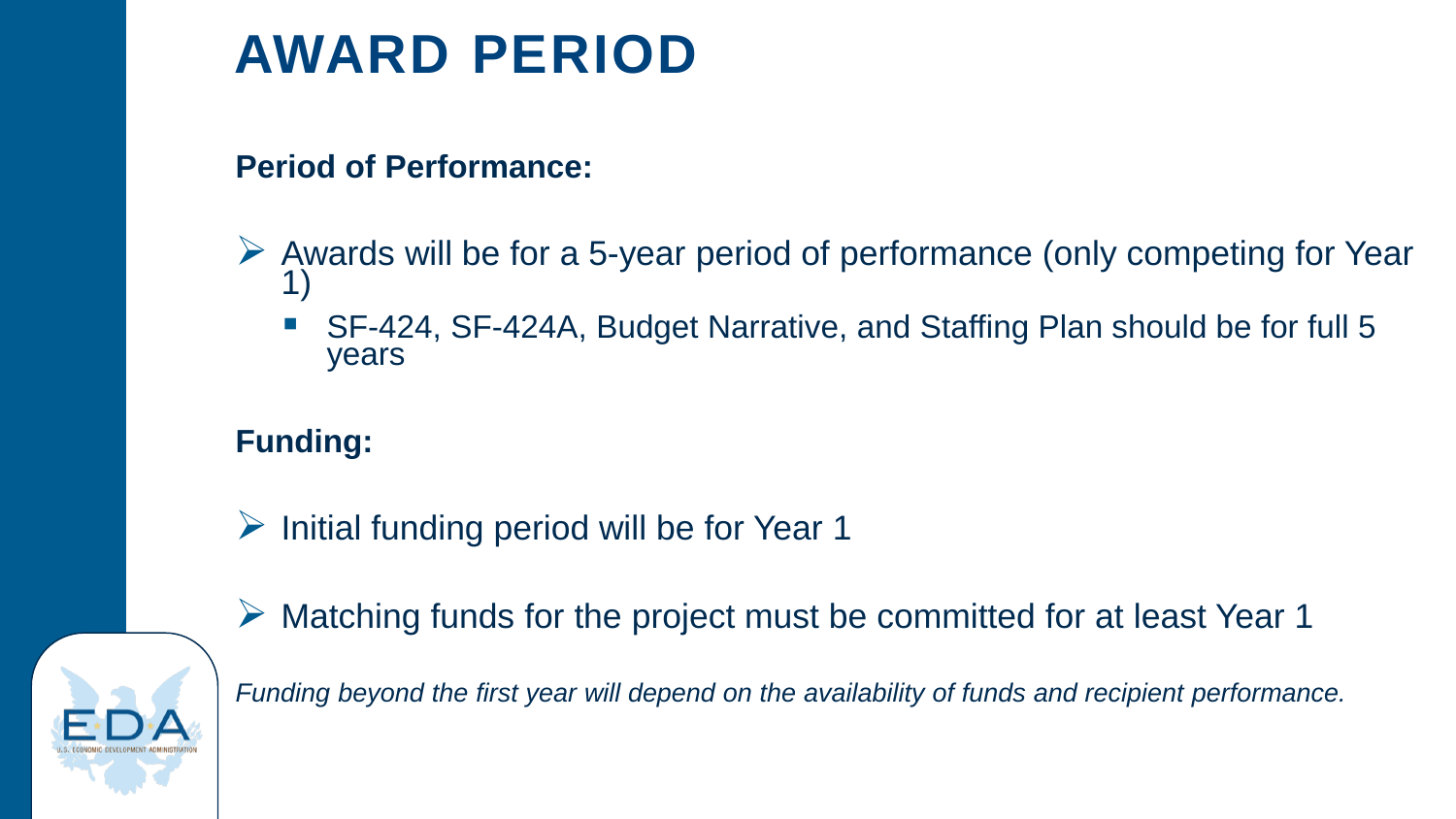# AWARD PERIOD

**Period of Performance:**

- Awards will be for a 5-year period of performance (only competing for Year 1)
  - SF-424, SF-424A, Budget Narrative, and Staffing Plan should be for full 5 years

**Funding:**

- Initial funding period will be for Year 1
- Matching funds for the project must be committed for at least Year 1

*Funding beyond the first year will depend on the availability of funds and recipient performance.*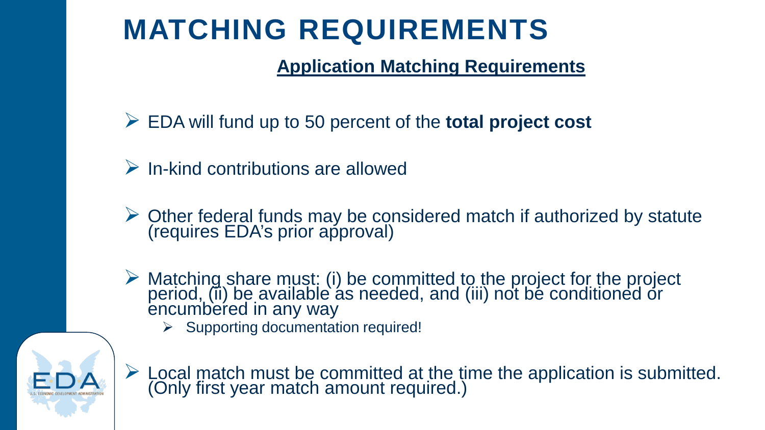# MATCHING REQUIREMENTS

## Application Matching Requirements

- EDA will fund up to 50 percent of the **total project cost**
- In-kind contributions are allowed
- Other federal funds may be considered match if authorized by statute (requires EDA's prior approval)
- Matching share must: (i) be committed to the project for the project period, (ii) be available as needed, and (iii) not be conditioned or encumbered in any way
  - Supporting documentation required!
- Local match must be committed at the time the application is submitted. (Only first year match amount required.)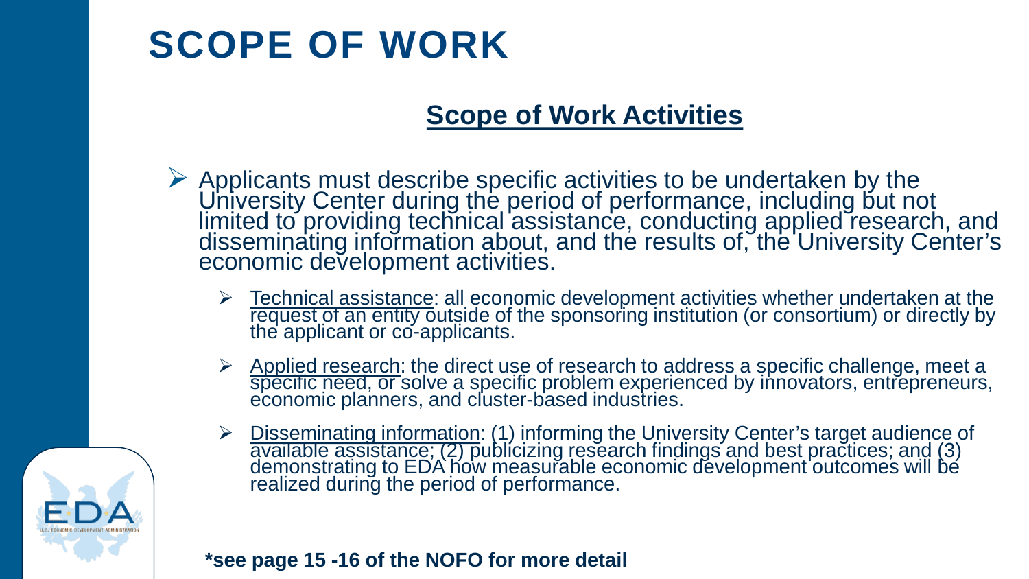# SCOPE OF WORK

## Scope of Work Activities

- Applicants must describe specific activities to be undertaken by the University Center during the period of performance, including but not limited to providing technical assistance, conducting applied research, and disseminating information about, and the results of, the University Center's economic development activities.
  - Technical assistance: all economic development activities whether undertaken at the request of an entity outside of the sponsoring institution (or consortium) or directly by the applicant or co-applicants.
  - Applied research: the direct use of research to address a specific challenge, meet a specific need, or solve a specific problem experienced by innovators, entrepreneurs, economic planners, and cluster-based industries.
  - Disseminating information: (1) informing the University Center's target audience of available assistance; (2) publicizing research findings and best practices; and (3) demonstrating to EDA how measurable economic development outcomes will be realized during the period of performance.

**\*see page 15 -16 of the NOFO for more detail**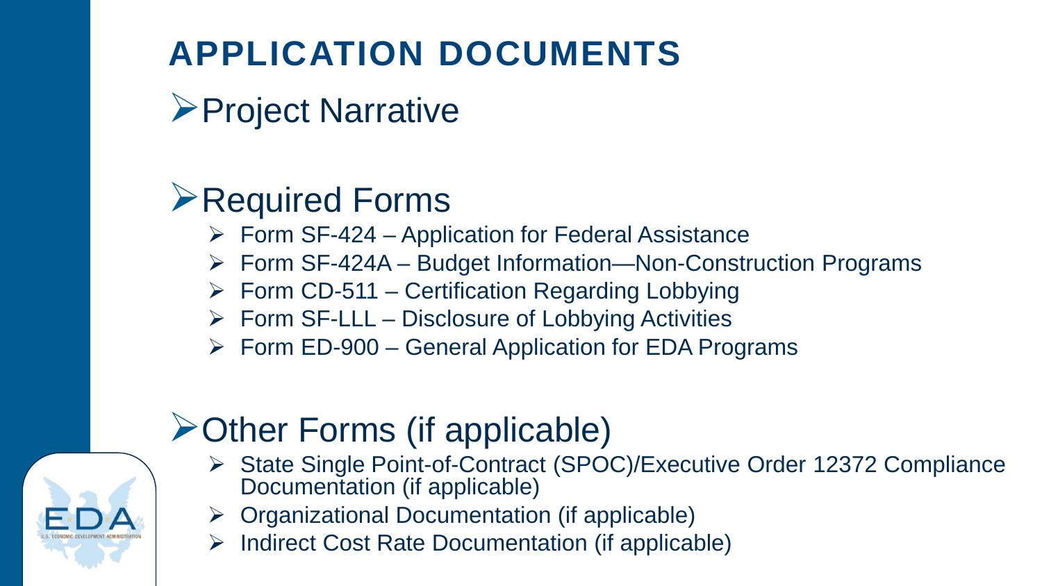# APPLICATION DOCUMENTS

- Project Narrative

- Required Forms
  - Form SF-424 – Application for Federal Assistance
  - Form SF-424A – Budget Information—Non-Construction Programs
  - Form CD-511 – Certification Regarding Lobbying
  - Form SF-LLL – Disclosure of Lobbying Activities
  - Form ED-900 – General Application for EDA Programs

- Other Forms (if applicable)
  - State Single Point-of-Contract (SPOC)/Executive Order 12372 Compliance Documentation (if applicable)
  - Organizational Documentation (if applicable)
  - Indirect Cost Rate Documentation (if applicable)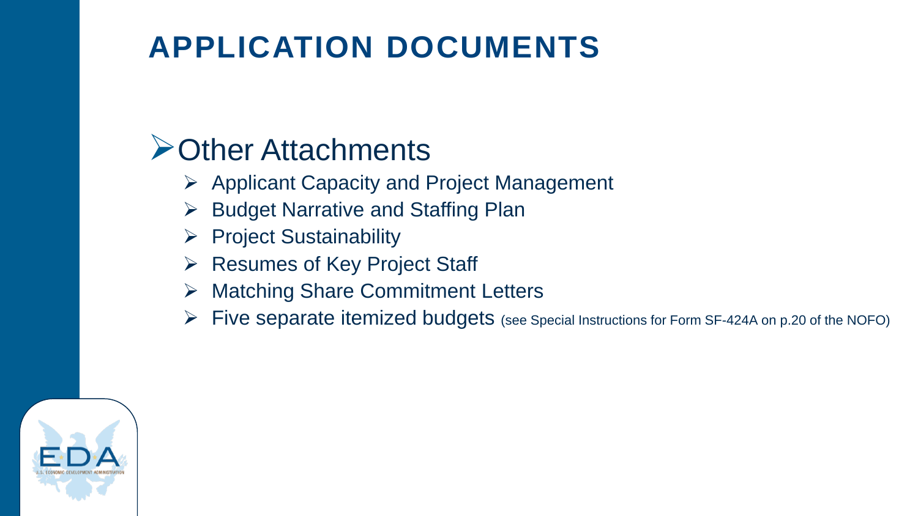# APPLICATION DOCUMENTS

## Other Attachments

- Applicant Capacity and Project Management
- Budget Narrative and Staffing Plan
- Project Sustainability
- Resumes of Key Project Staff
- Matching Share Commitment Letters
- Five separate itemized budgets (see Special Instructions for Form SF-424A on p.20 of the NOFO)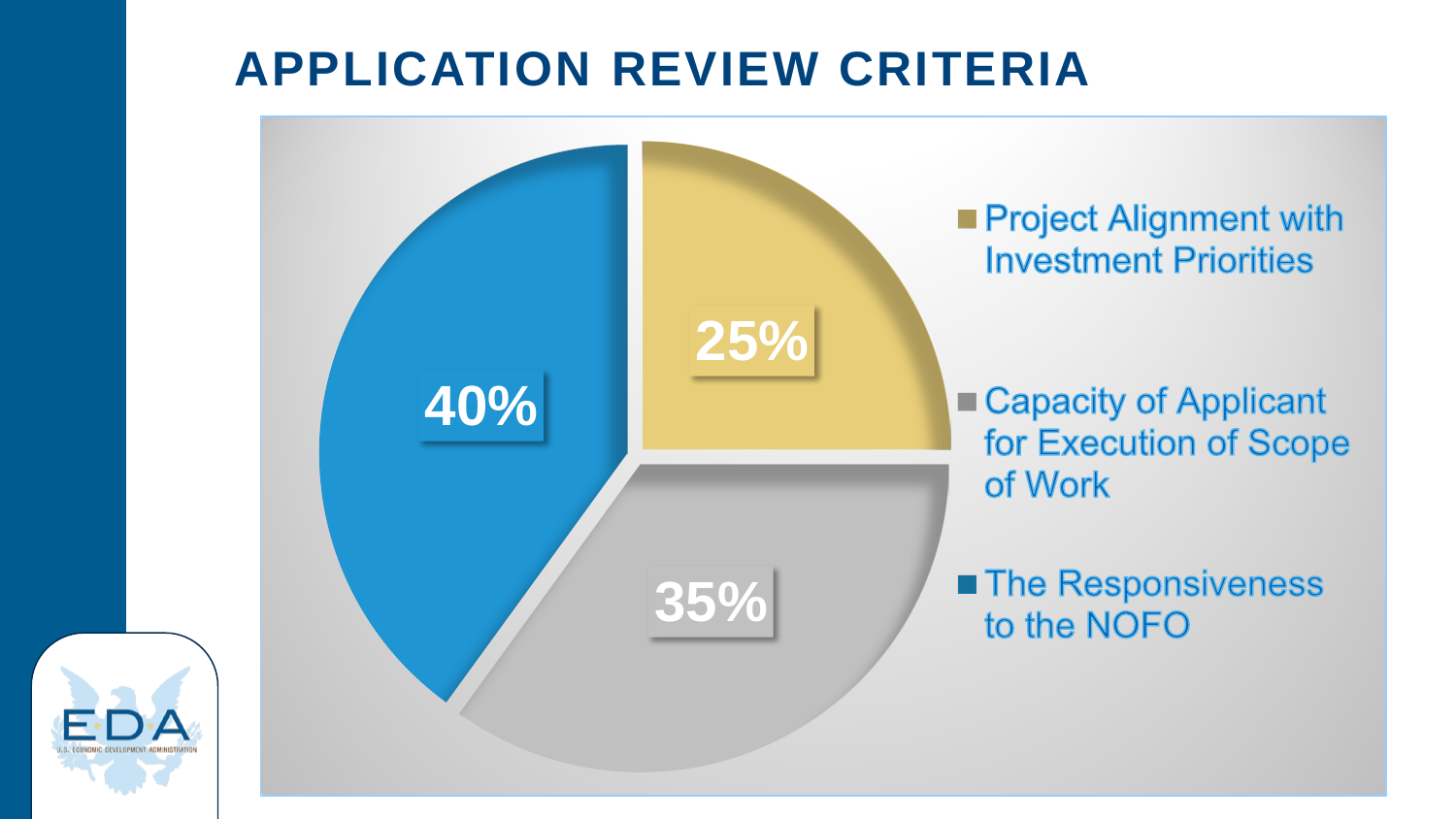# APPLICATION REVIEW CRITERIA

| Criterion | Weight |
| --- | --- |
| Project Alignment with Investment Priorities | 25% |
| Capacity of Applicant for Execution of Scope of Work | 35% |
| The Responsiveness to the NOFO | 40% |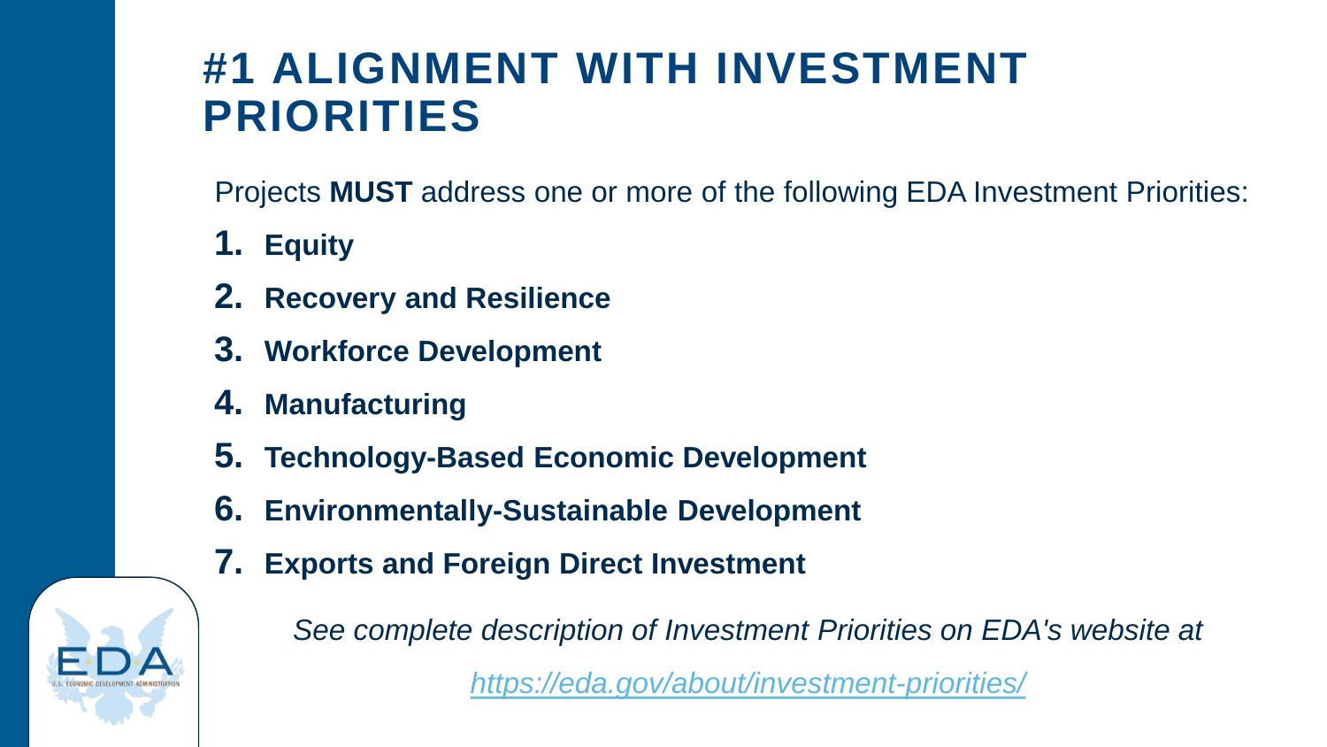# #1 ALIGNMENT WITH INVESTMENT PRIORITIES

Projects **MUST** address one or more of the following EDA Investment Priorities:

1. **Equity**
2. **Recovery and Resilience**
3. **Workforce Development**
4. **Manufacturing**
5. **Technology-Based Economic Development**
6. **Environmentally-Sustainable Development**
7. **Exports and Foreign Direct Investment**

*See complete description of Investment Priorities on EDA's website at*

*https://eda.gov/about/investment-priorities/*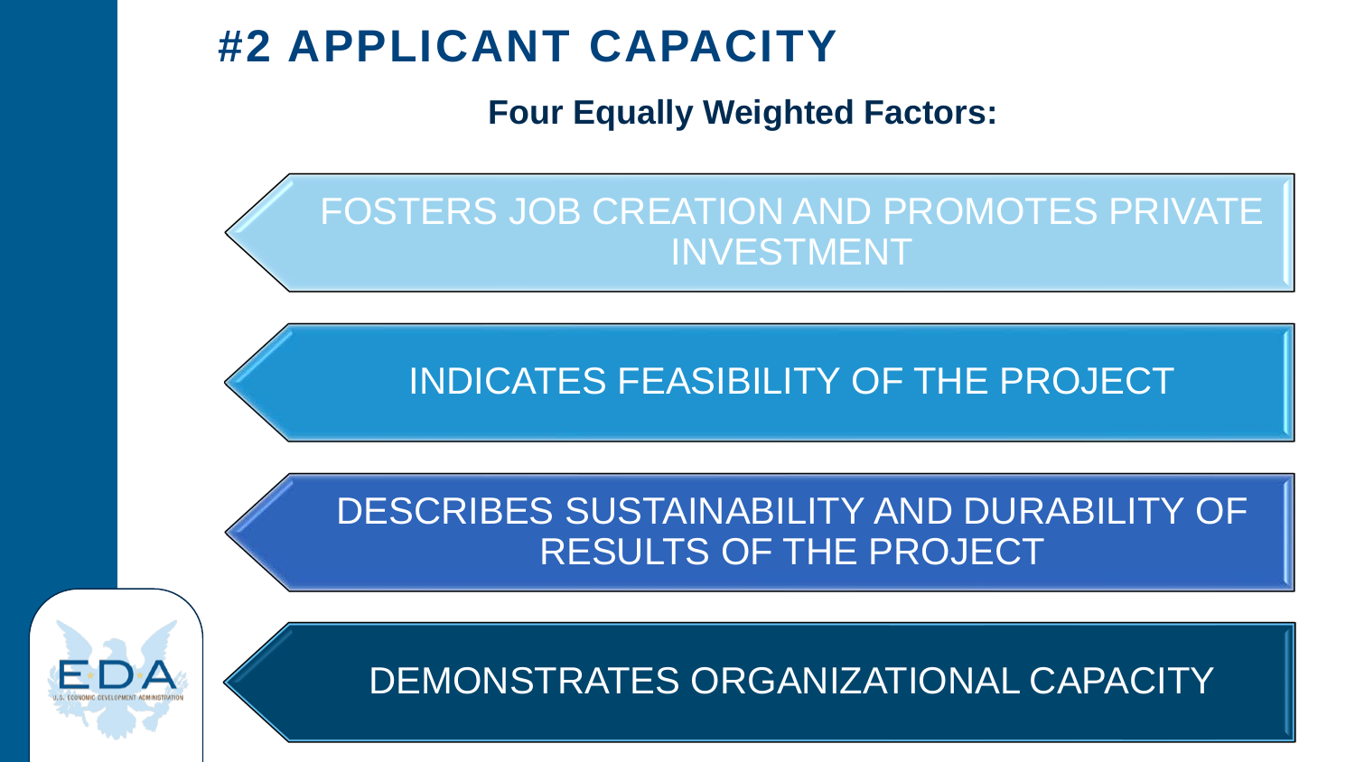# #2 APPLICANT CAPACITY

**Four Equally Weighted Factors:**

- FOSTERS JOB CREATION AND PROMOTES PRIVATE INVESTMENT
- INDICATES FEASIBILITY OF THE PROJECT
- DESCRIBES SUSTAINABILITY AND DURABILITY OF RESULTS OF THE PROJECT
- DEMONSTRATES ORGANIZATIONAL CAPACITY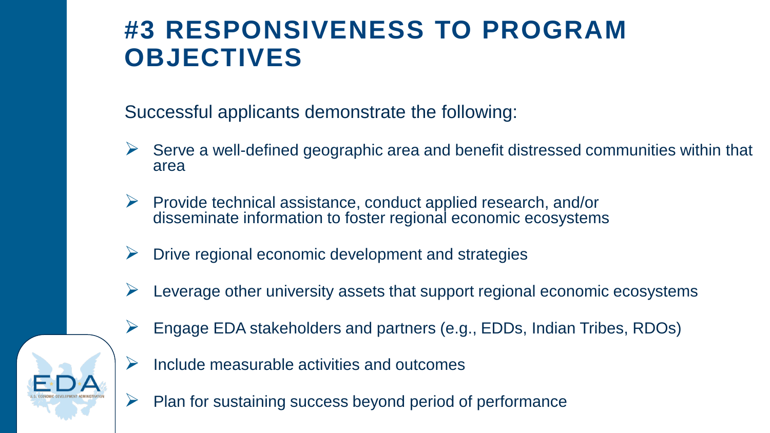# #3 RESPONSIVENESS TO PROGRAM OBJECTIVES

Successful applicants demonstrate the following:

- Serve a well-defined geographic area and benefit distressed communities within that area
- Provide technical assistance, conduct applied research, and/or disseminate information to foster regional economic ecosystems
- Drive regional economic development and strategies
- Leverage other university assets that support regional economic ecosystems
- Engage EDA stakeholders and partners (e.g., EDDs, Indian Tribes, RDOs)
- Include measurable activities and outcomes
- Plan for sustaining success beyond period of performance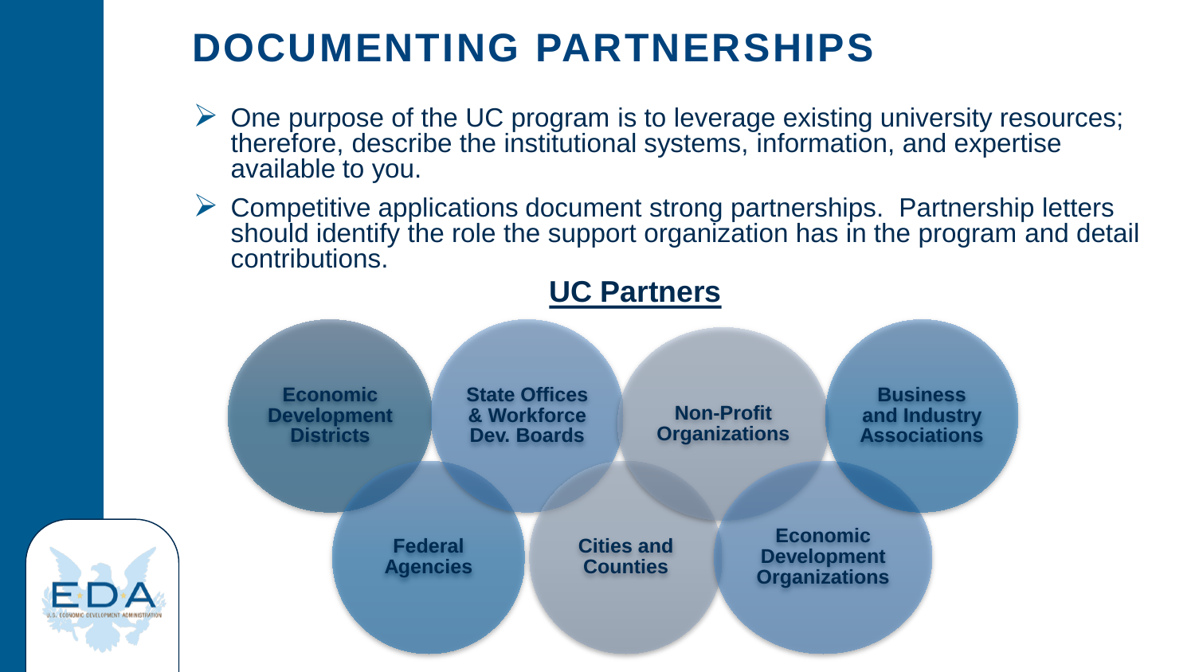# DOCUMENTING PARTNERSHIPS

- One purpose of the UC program is to leverage existing university resources; therefore, describe the institutional systems, information, and expertise available to you.
- Competitive applications document strong partnerships. Partnership letters should identify the role the support organization has in the program and detail contributions.

## UC Partners

- Economic Development Districts
- State Offices & Workforce Dev. Boards
- Non-Profit Organizations
- Business and Industry Associations
- Federal Agencies
- Cities and Counties
- Economic Development Organizations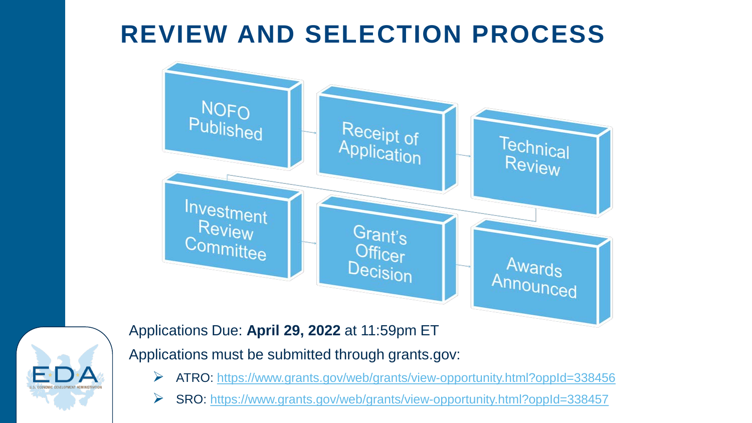# REVIEW AND SELECTION PROCESS

- NOFO Published
- Receipt of Application
- Technical Review
- Investment Review Committee
- Grant's Officer Decision
- Awards Announced

Applications Due: **April 29, 2022** at 11:59pm ET

Applications must be submitted through grants.gov:

- ATRO: https://www.grants.gov/web/grants/view-opportunity.html?oppId=338456
- SRO: https://www.grants.gov/web/grants/view-opportunity.html?oppId=338457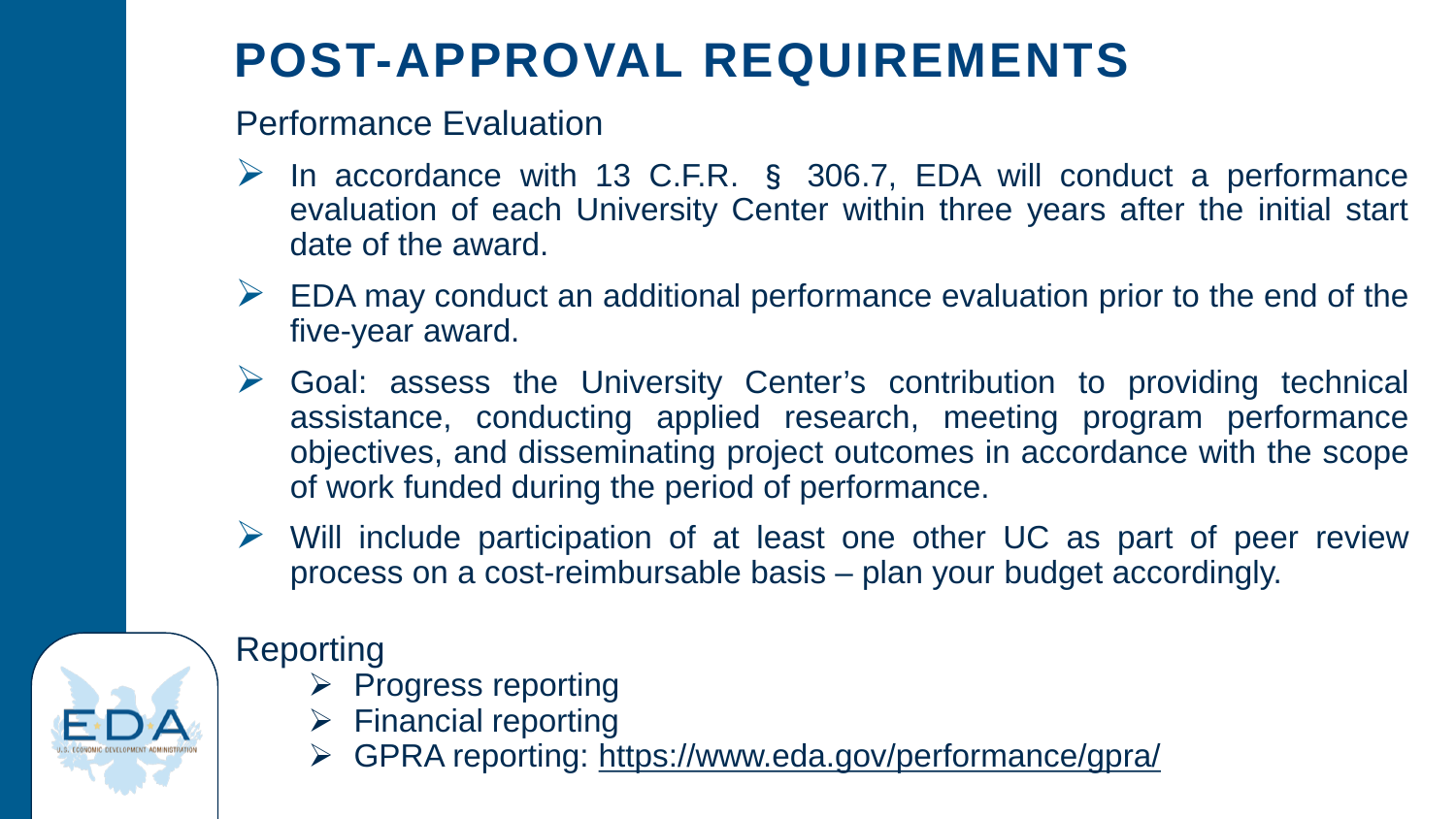# POST-APPROVAL REQUIREMENTS

## Performance Evaluation

- In accordance with 13 C.F.R. § 306.7, EDA will conduct a performance evaluation of each University Center within three years after the initial start date of the award.
- EDA may conduct an additional performance evaluation prior to the end of the five-year award.
- Goal: assess the University Center's contribution to providing technical assistance, conducting applied research, meeting program performance objectives, and disseminating project outcomes in accordance with the scope of work funded during the period of performance.
- Will include participation of at least one other UC as part of peer review process on a cost-reimbursable basis – plan your budget accordingly.

## Reporting

- Progress reporting
- Financial reporting
- GPRA reporting: https://www.eda.gov/performance/gpra/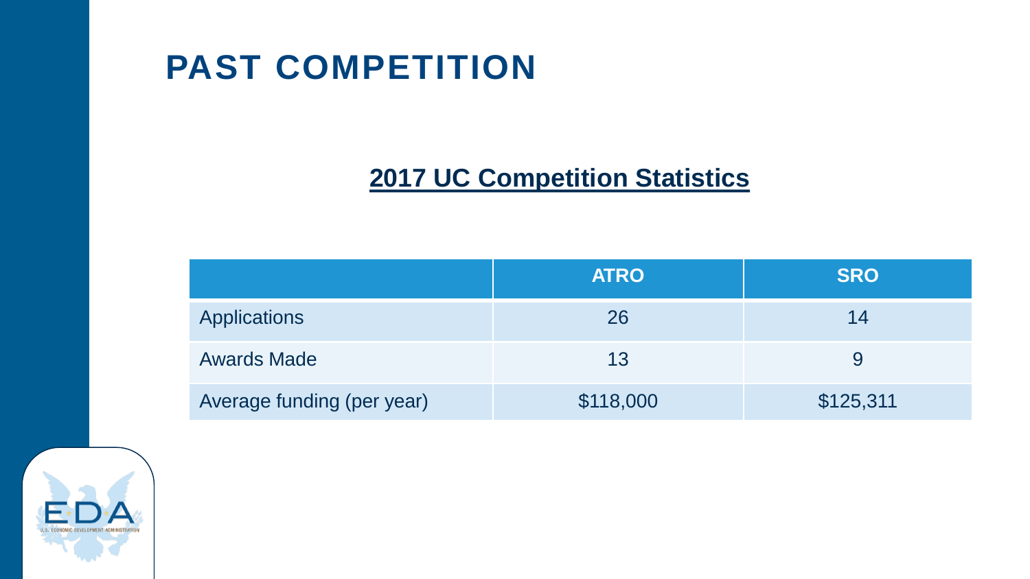# PAST COMPETITION

## 2017 UC Competition Statistics

| | ATRO | SRO |
|---|---|---|
| Applications | 26 | 14 |
| Awards Made | 13 | 9 |
| Average funding (per year) | $118,000 | $125,311 |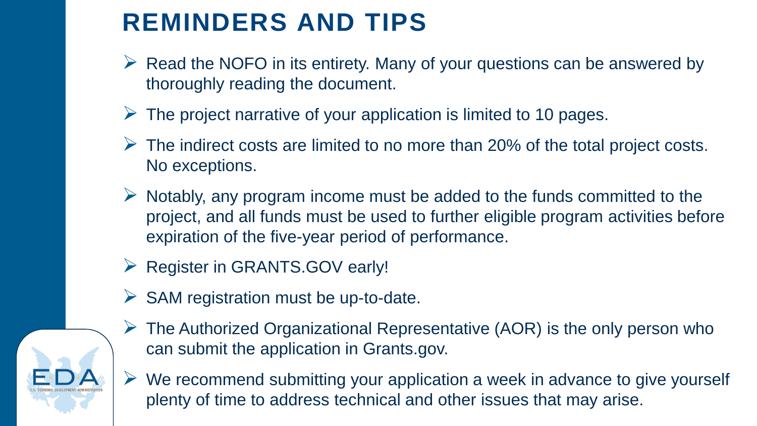# REMINDERS AND TIPS

- Read the NOFO in its entirety. Many of your questions can be answered by thoroughly reading the document.
- The project narrative of your application is limited to 10 pages.
- The indirect costs are limited to no more than 20% of the total project costs. No exceptions.
- Notably, any program income must be added to the funds committed to the project, and all funds must be used to further eligible program activities before expiration of the five-year period of performance.
- Register in GRANTS.GOV early!
- SAM registration must be up-to-date.
- The Authorized Organizational Representative (AOR) is the only person who can submit the application in Grants.gov.
- We recommend submitting your application a week in advance to give yourself plenty of time to address technical and other issues that may arise.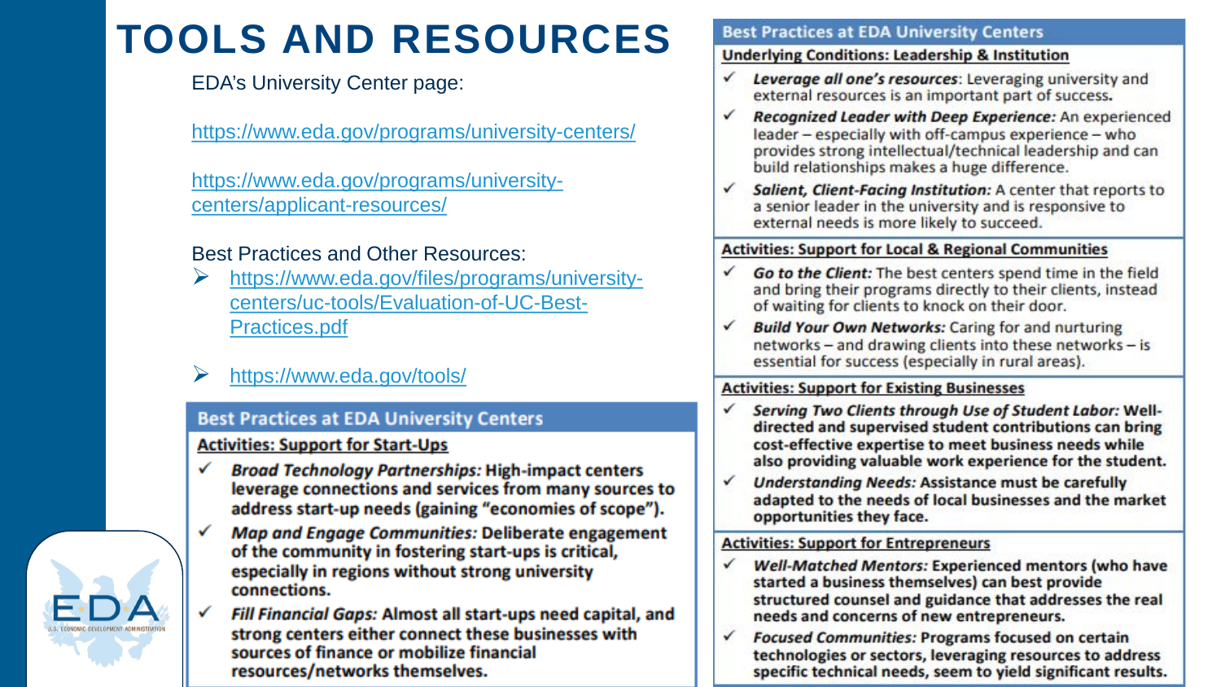# TOOLS AND RESOURCES

EDA's University Center page:

https://www.eda.gov/programs/university-centers/

https://www.eda.gov/programs/university-centers/applicant-resources/

Best Practices and Other Resources:

- https://www.eda.gov/files/programs/university-centers/uc-tools/Evaluation-of-UC-Best-Practices.pdf
- https://www.eda.gov/tools/

## Best Practices at EDA University Centers

**Activities: Support for Start-Ups**

- ✓ ***Broad Technology Partnerships:*** **High-impact centers leverage connections and services from many sources to address start-up needs (gaining "economies of scope").**
- ✓ ***Map and Engage Communities:*** **Deliberate engagement of the community in fostering start-ups is critical, especially in regions without strong university connections.**
- ✓ ***Fill Financial Gaps:*** **Almost all start-ups need capital, and strong centers either connect these businesses with sources of finance or mobilize financial resources/networks themselves.**

## Best Practices at EDA University Centers

**Underlying Conditions: Leadership & Institution**

- ✓ ***Leverage all one's resources***: Leveraging university and external resources is an important part of success.
- ✓ ***Recognized Leader with Deep Experience:*** An experienced leader – especially with off-campus experience – who provides strong intellectual/technical leadership and can build relationships makes a huge difference.
- ✓ ***Salient, Client-Facing Institution:*** A center that reports to a senior leader in the university and is responsive to external needs is more likely to succeed.

**Activities: Support for Local & Regional Communities**

- ✓ ***Go to the Client:*** The best centers spend time in the field and bring their programs directly to their clients, instead of waiting for clients to knock on their door.
- ✓ ***Build Your Own Networks:*** Caring for and nurturing networks – and drawing clients into these networks – is essential for success (especially in rural areas).

**Activities: Support for Existing Businesses**

- ✓ ***Serving Two Clients through Use of Student Labor:*** **Well-directed and supervised student contributions can bring cost-effective expertise to meet business needs while also providing valuable work experience for the student.**
- ✓ ***Understanding Needs:*** **Assistance must be carefully adapted to the needs of local businesses and the market opportunities they face.**

**Activities: Support for Entrepreneurs**

- ✓ ***Well-Matched Mentors:*** **Experienced mentors (who have started a business themselves) can best provide structured counsel and guidance that addresses the real needs and concerns of new entrepreneurs.**
- ✓ ***Focused Communities:*** **Programs focused on certain technologies or sectors, leveraging resources to address specific technical needs, seem to yield significant results.**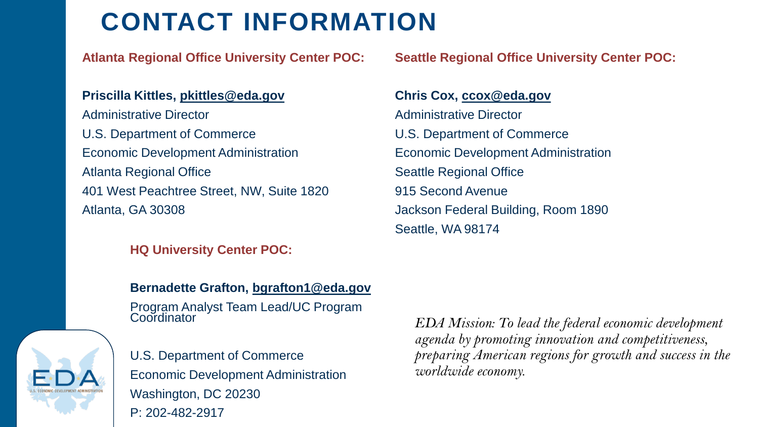# CONTACT INFORMATION

**Atlanta Regional Office University Center POC:**

**Priscilla Kittles, pkittles@eda.gov**
Administrative Director
U.S. Department of Commerce
Economic Development Administration
Atlanta Regional Office
401 West Peachtree Street, NW, Suite 1820
Atlanta, GA 30308

**Seattle Regional Office University Center POC:**

**Chris Cox, ccox@eda.gov**
Administrative Director
U.S. Department of Commerce
Economic Development Administration
Seattle Regional Office
915 Second Avenue
Jackson Federal Building, Room 1890
Seattle, WA 98174

**HQ University Center POC:**

**Bernadette Grafton, bgrafton1@eda.gov**
Program Analyst Team Lead/UC Program Coordinator

U.S. Department of Commerce
Economic Development Administration
Washington, DC 20230
P: 202-482-2917

*EDA Mission: To lead the federal economic development agenda by promoting innovation and competitiveness, preparing American regions for growth and success in the worldwide economy.*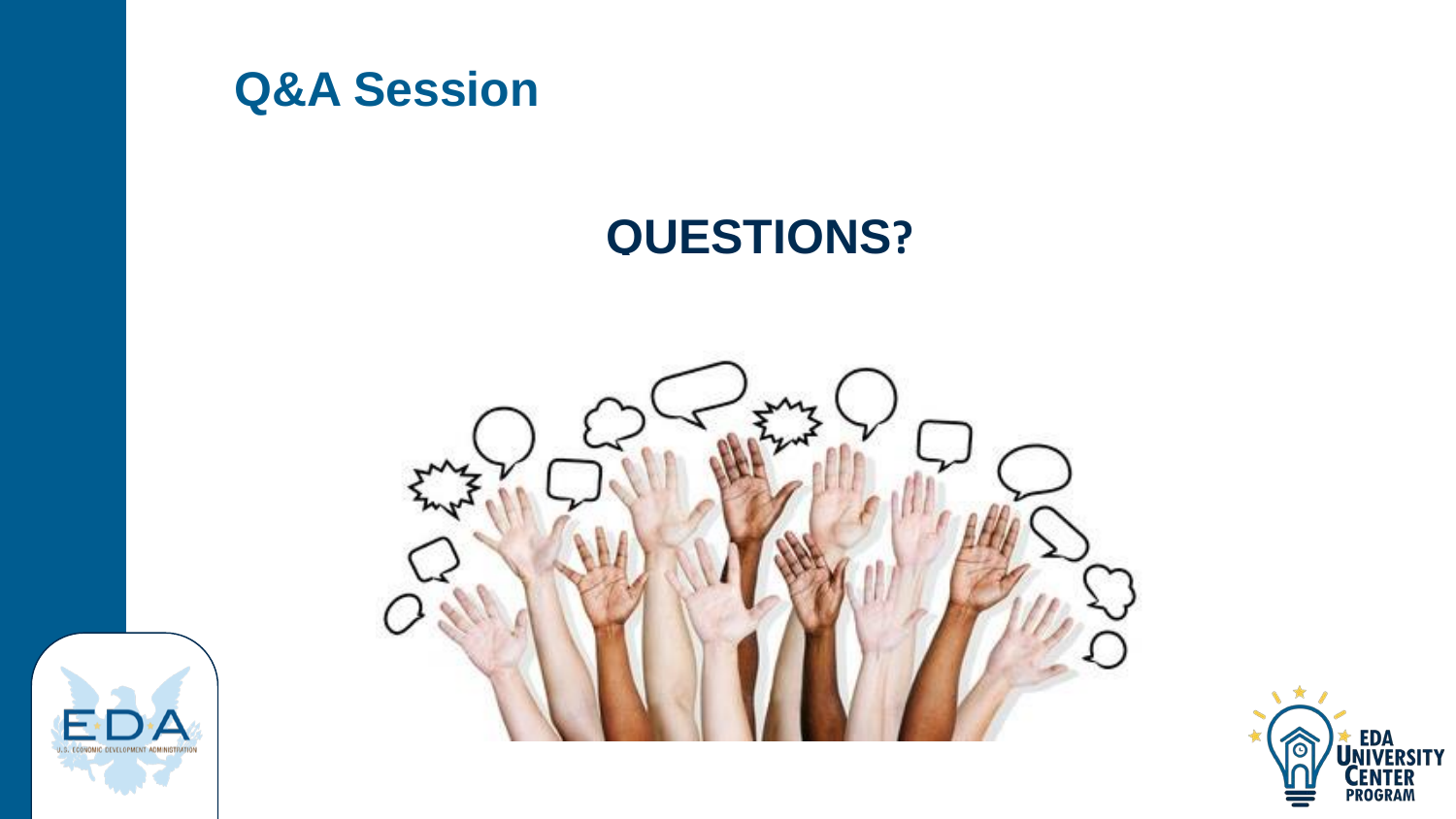# Q&A Session

## QUESTIONS?